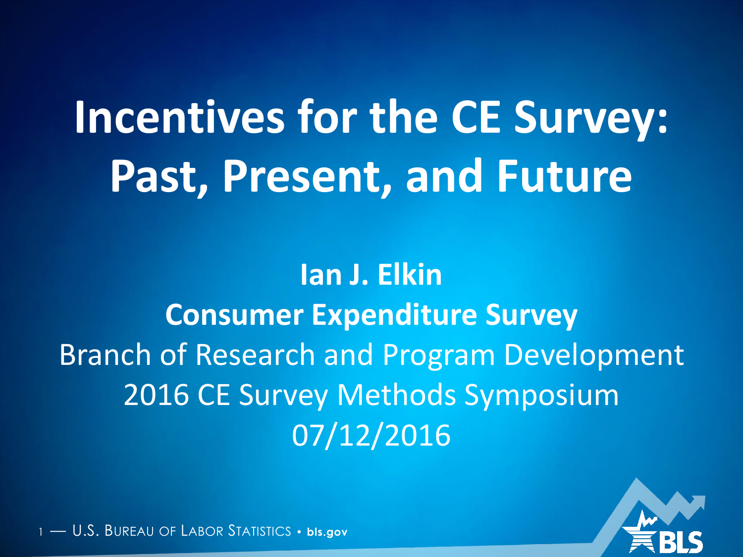# Incentives for the CE Survey: Past, Present, and Future

**Ian J. Elkin**

**Consumer Expenditure Survey**

Branch of Research and Program Development

2016 CE Survey Methods Symposium

07/12/2016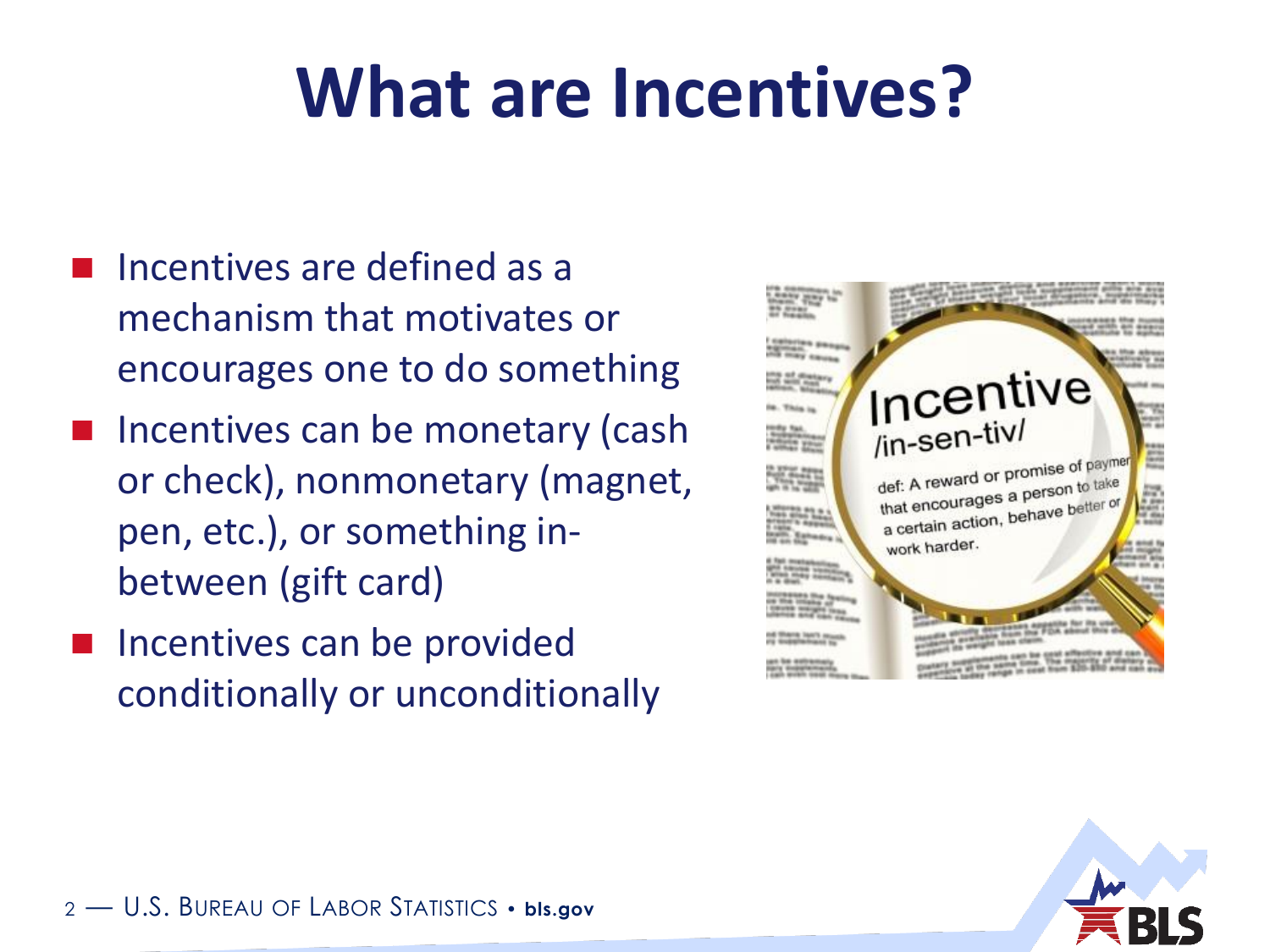# What are Incentives?

- Incentives are defined as a mechanism that motivates or encourages one to do something
- Incentives can be monetary (cash or check), nonmonetary (magnet, pen, etc.), or something in-between (gift card)
- Incentives can be provided conditionally or unconditionally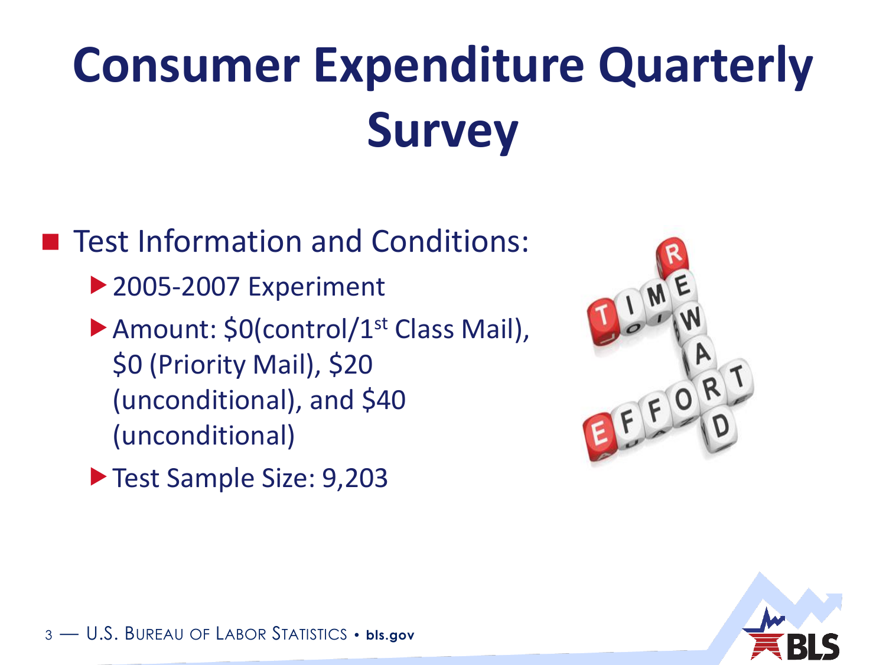# Consumer Expenditure Quarterly Survey

- Test Information and Conditions:
  - 2005-2007 Experiment
  - Amount: \$0(control/1st Class Mail), \$0 (Priority Mail), \$20 (unconditional), and \$40 (unconditional)
  - Test Sample Size: 9,203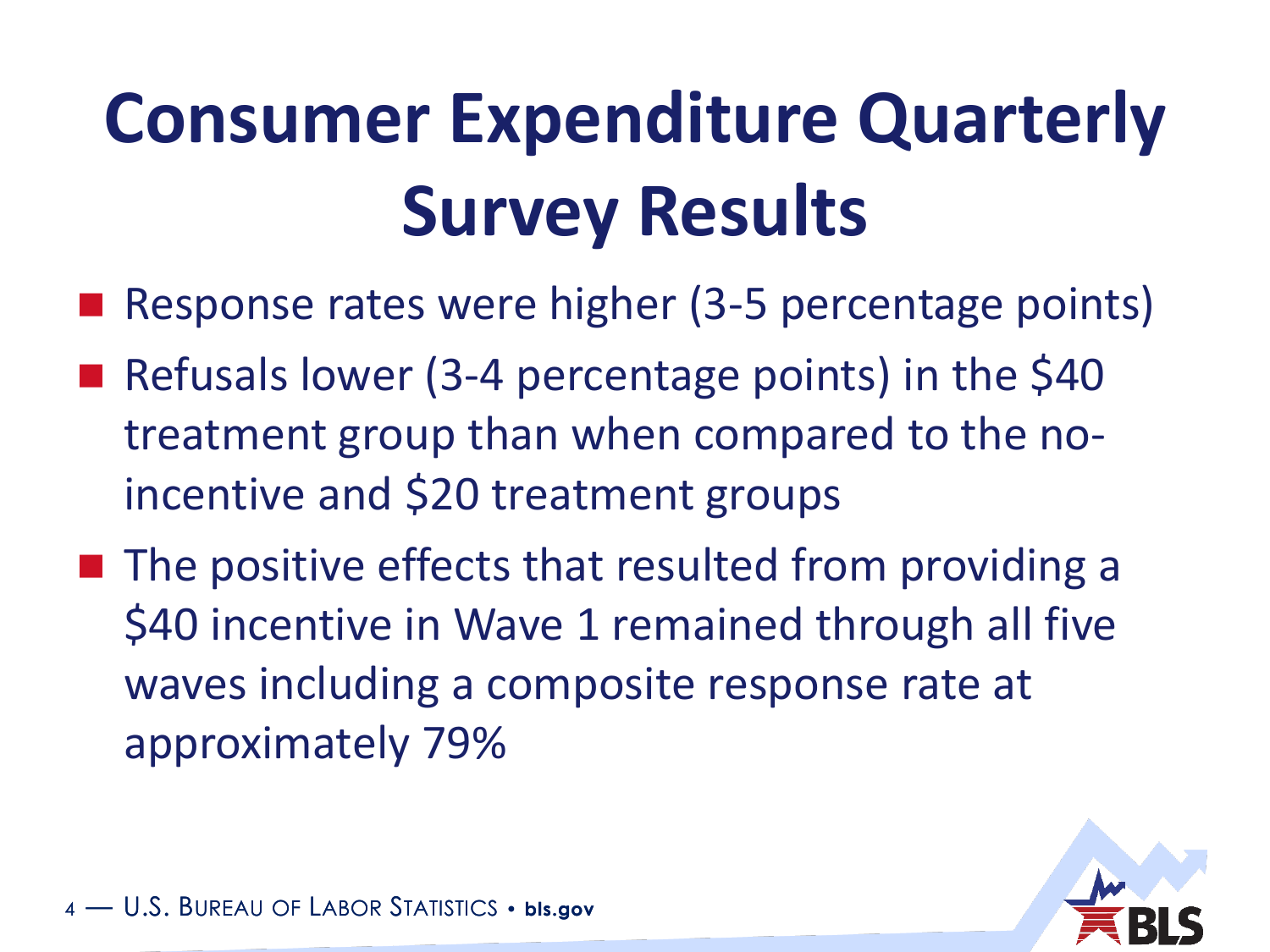# Consumer Expenditure Quarterly Survey Results

- Response rates were higher (3-5 percentage points)
- Refusals lower (3-4 percentage points) in the $40 treatment group than when compared to the no-incentive and $20 treatment groups
- The positive effects that resulted from providing a $40 incentive in Wave 1 remained through all five waves including a composite response rate at approximately 79%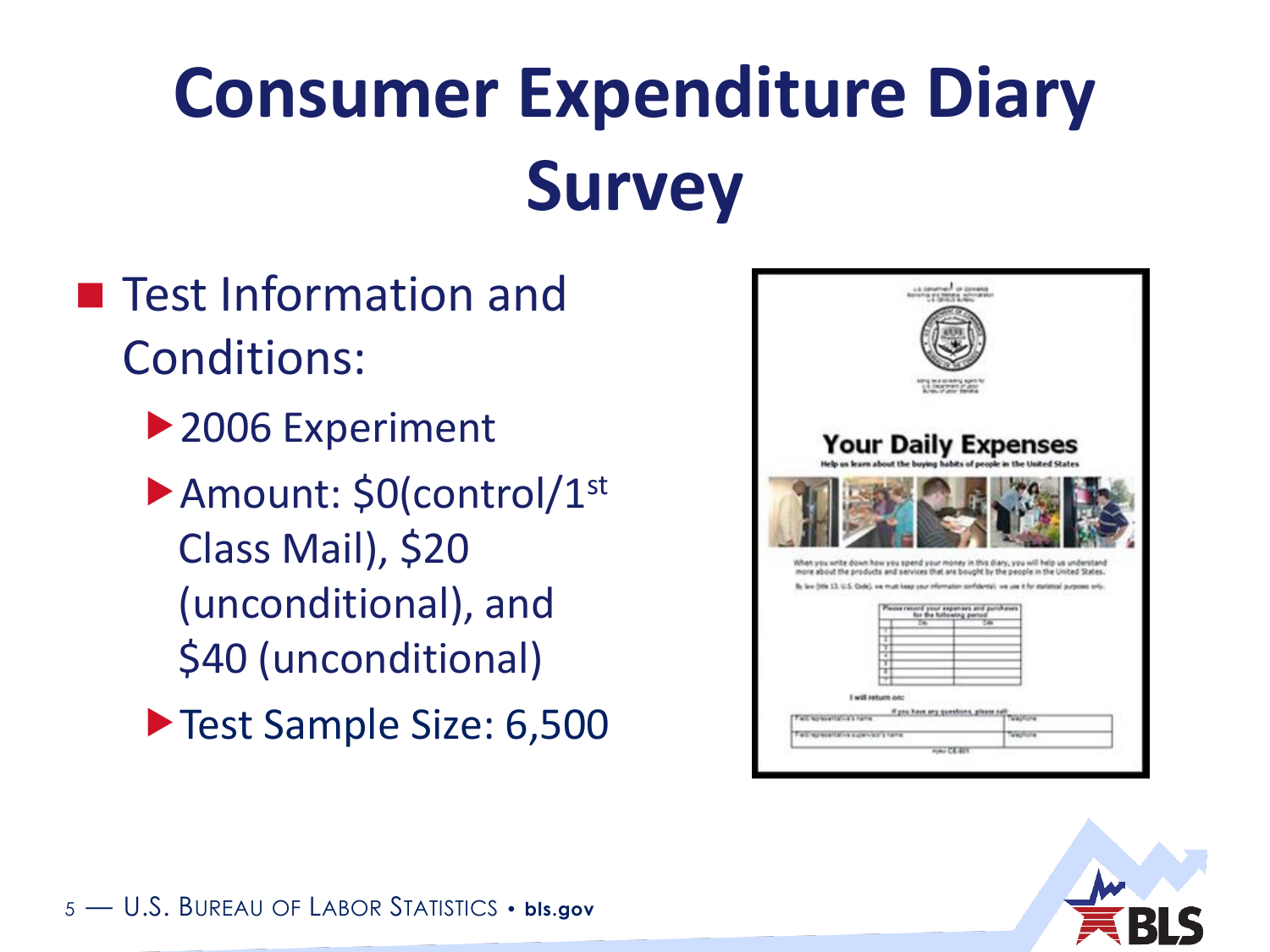# Consumer Expenditure Diary Survey

- Test Information and Conditions:
  - 2006 Experiment
  - Amount: $0(control/1st Class Mail), $20 (unconditional), and $40 (unconditional)
  - Test Sample Size: 6,500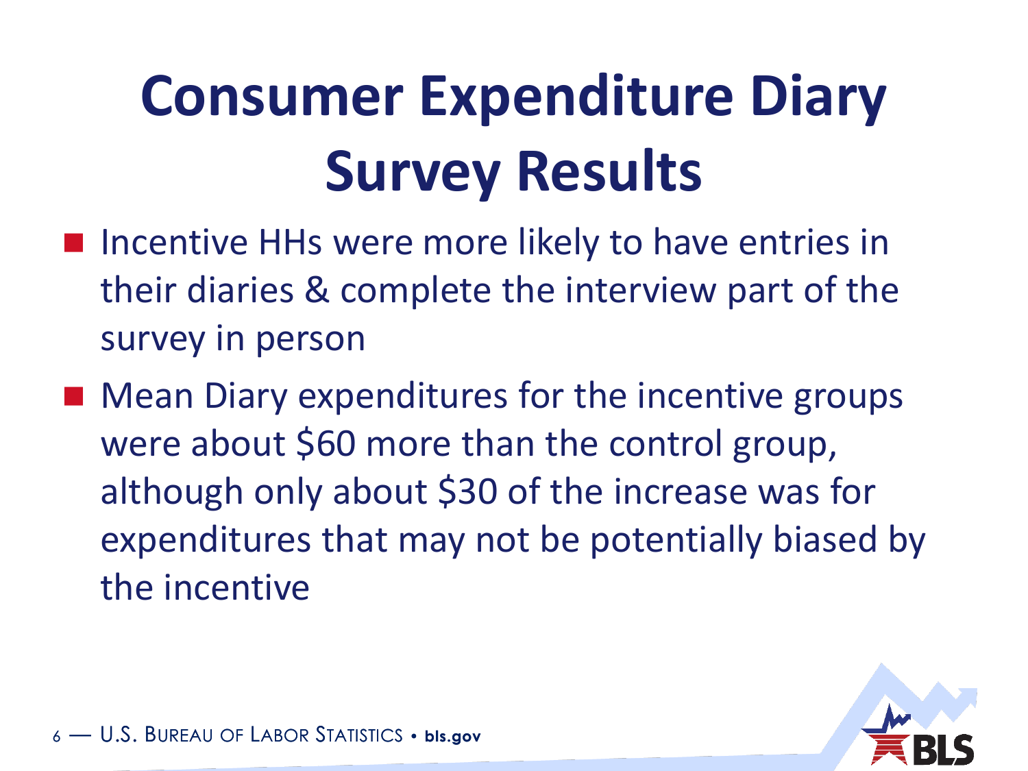# Consumer Expenditure Diary Survey Results

- Incentive HHs were more likely to have entries in their diaries & complete the interview part of the survey in person
- Mean Diary expenditures for the incentive groups were about $60 more than the control group, although only about $30 of the increase was for expenditures that may not be potentially biased by the incentive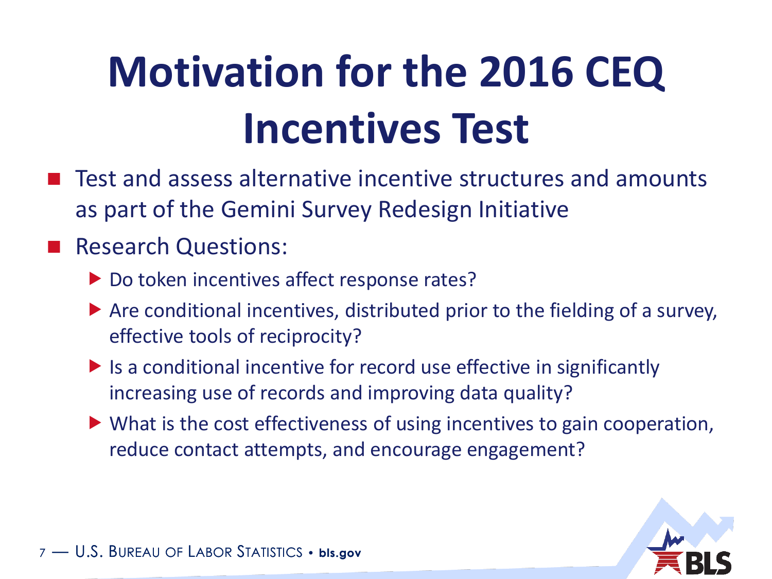# Motivation for the 2016 CEQ Incentives Test

- Test and assess alternative incentive structures and amounts as part of the Gemini Survey Redesign Initiative
- Research Questions:
  - Do token incentives affect response rates?
  - Are conditional incentives, distributed prior to the fielding of a survey, effective tools of reciprocity?
  - Is a conditional incentive for record use effective in significantly increasing use of records and improving data quality?
  - What is the cost effectiveness of using incentives to gain cooperation, reduce contact attempts, and encourage engagement?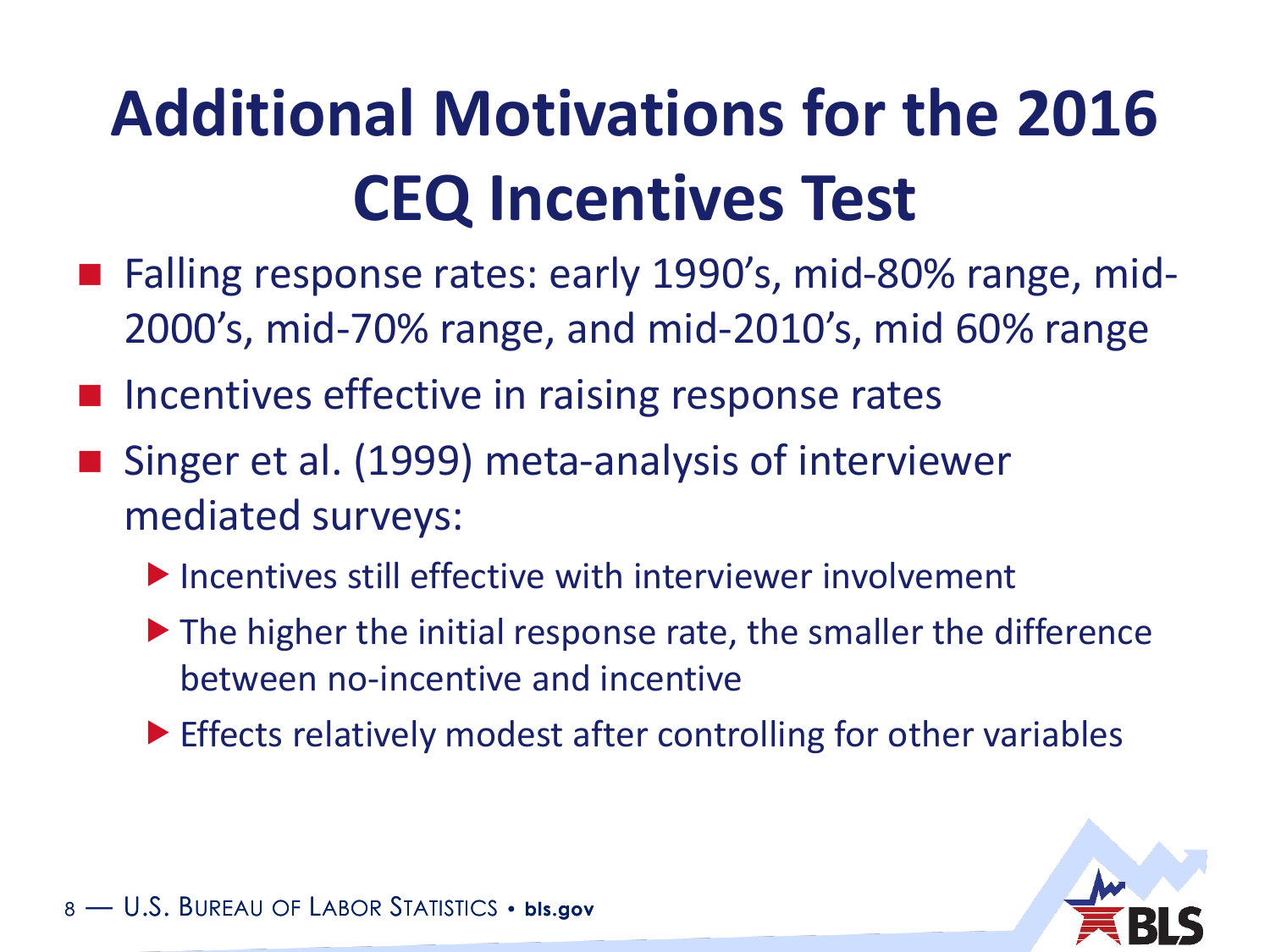# Additional Motivations for the 2016 CEQ Incentives Test

- Falling response rates: early 1990's, mid-80% range, mid-2000's, mid-70% range, and mid-2010's, mid 60% range
- Incentives effective in raising response rates
- Singer et al. (1999) meta-analysis of interviewer mediated surveys:
  - Incentives still effective with interviewer involvement
  - The higher the initial response rate, the smaller the difference between no-incentive and incentive
  - Effects relatively modest after controlling for other variables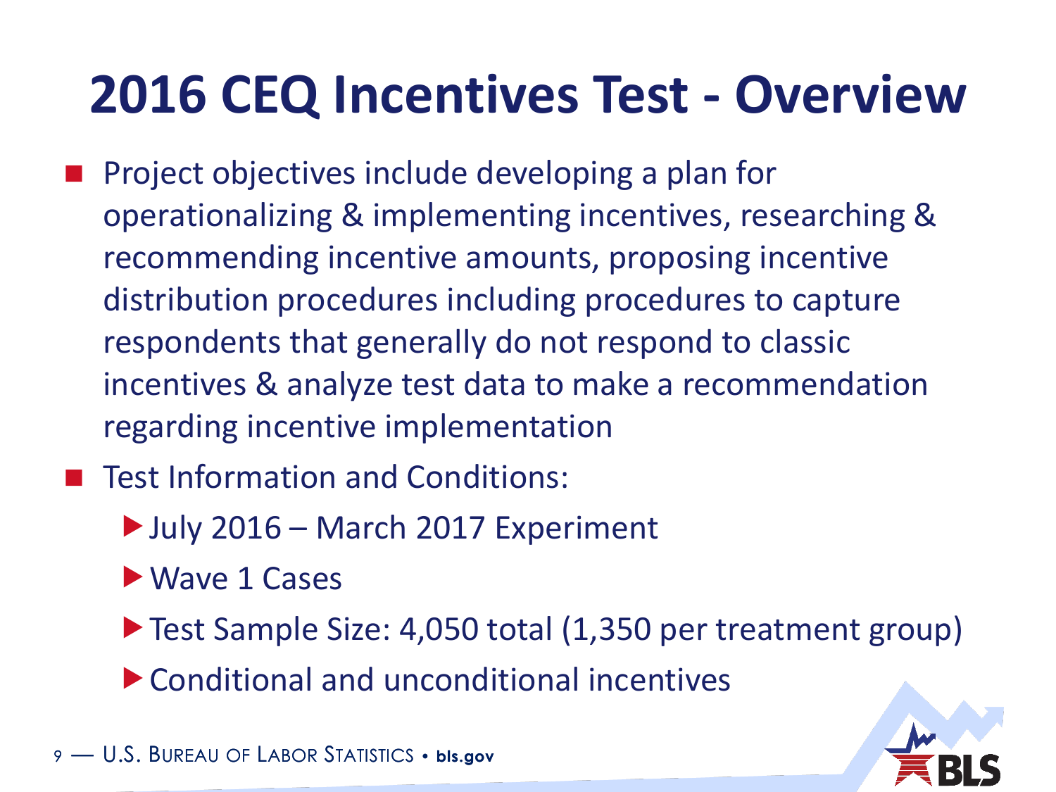# 2016 CEQ Incentives Test - Overview

- Project objectives include developing a plan for operationalizing & implementing incentives, researching & recommending incentive amounts, proposing incentive distribution procedures including procedures to capture respondents that generally do not respond to classic incentives & analyze test data to make a recommendation regarding incentive implementation
- Test Information and Conditions:
  - July 2016 – March 2017 Experiment
  - Wave 1 Cases
  - Test Sample Size: 4,050 total (1,350 per treatment group)
  - Conditional and unconditional incentives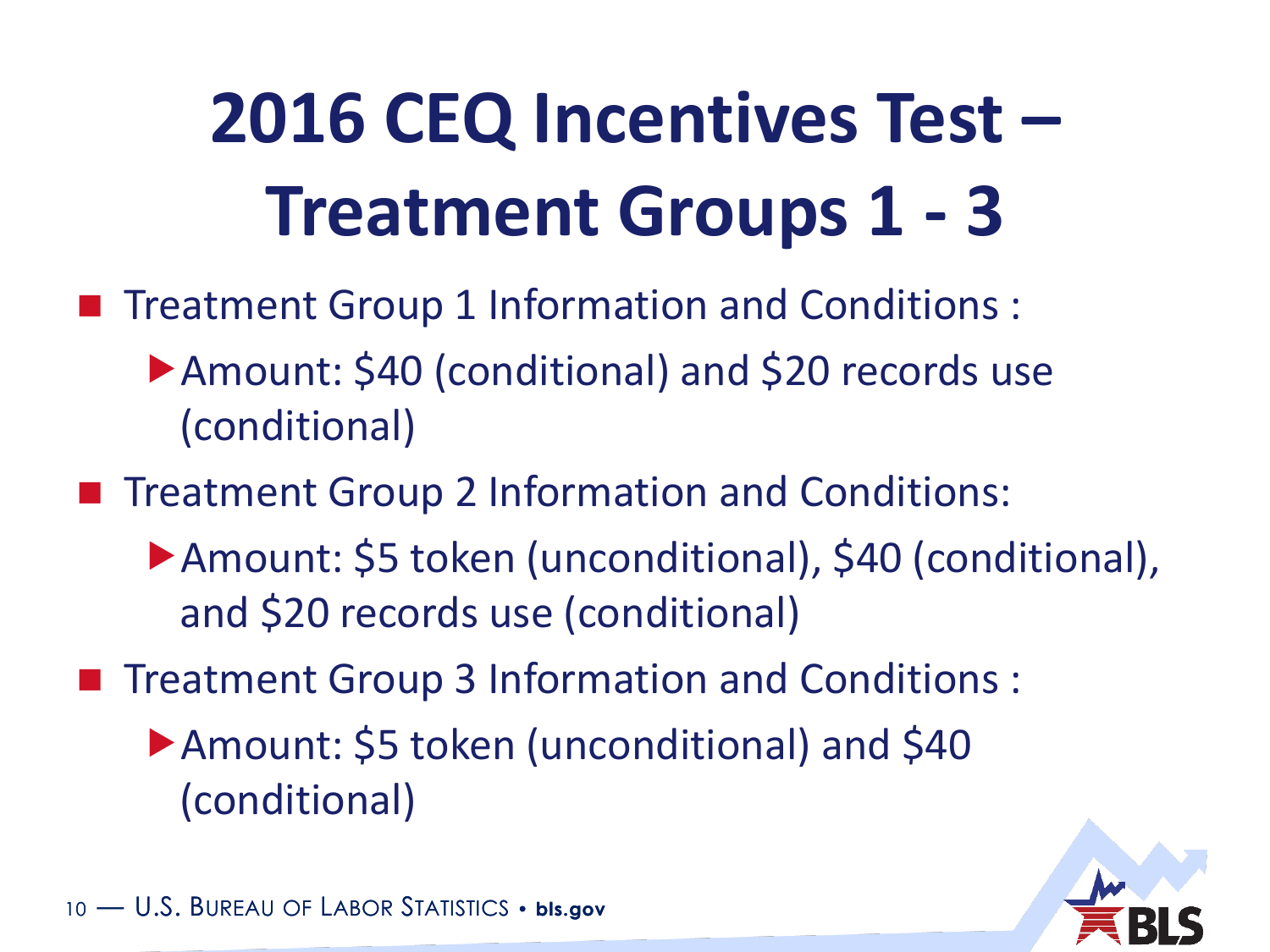# 2016 CEQ Incentives Test – Treatment Groups 1 - 3

- Treatment Group 1 Information and Conditions :
  - Amount: $40 (conditional) and $20 records use (conditional)
- Treatment Group 2 Information and Conditions:
  - Amount: $5 token (unconditional), $40 (conditional), and $20 records use (conditional)
- Treatment Group 3 Information and Conditions :
  - Amount: $5 token (unconditional) and $40 (conditional)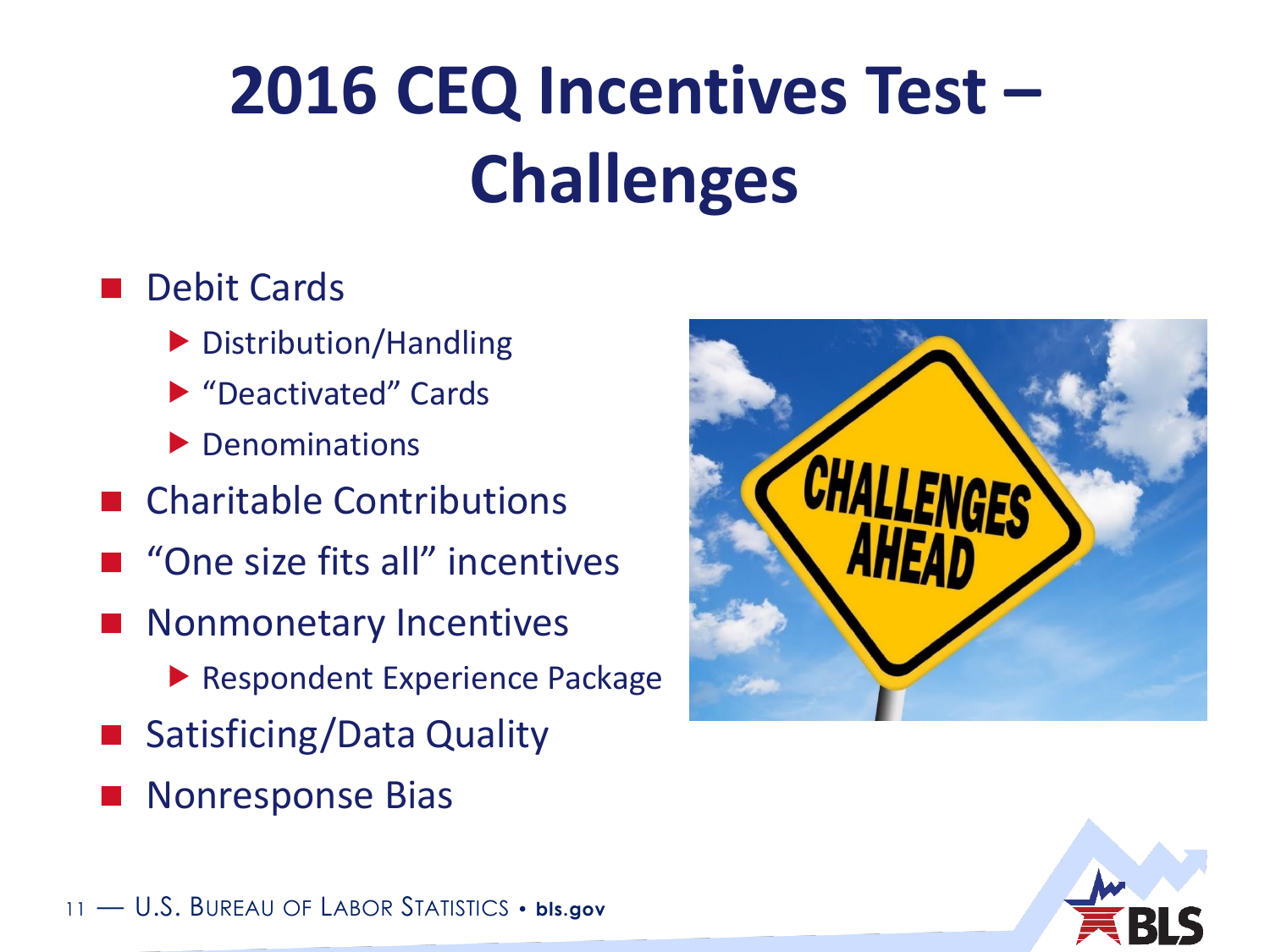# 2016 CEQ Incentives Test – Challenges

- Debit Cards
  - Distribution/Handling
  - “Deactivated” Cards
  - Denominations
- Charitable Contributions
- “One size fits all” incentives
- Nonmonetary Incentives
  - Respondent Experience Package
- Satisficing/Data Quality
- Nonresponse Bias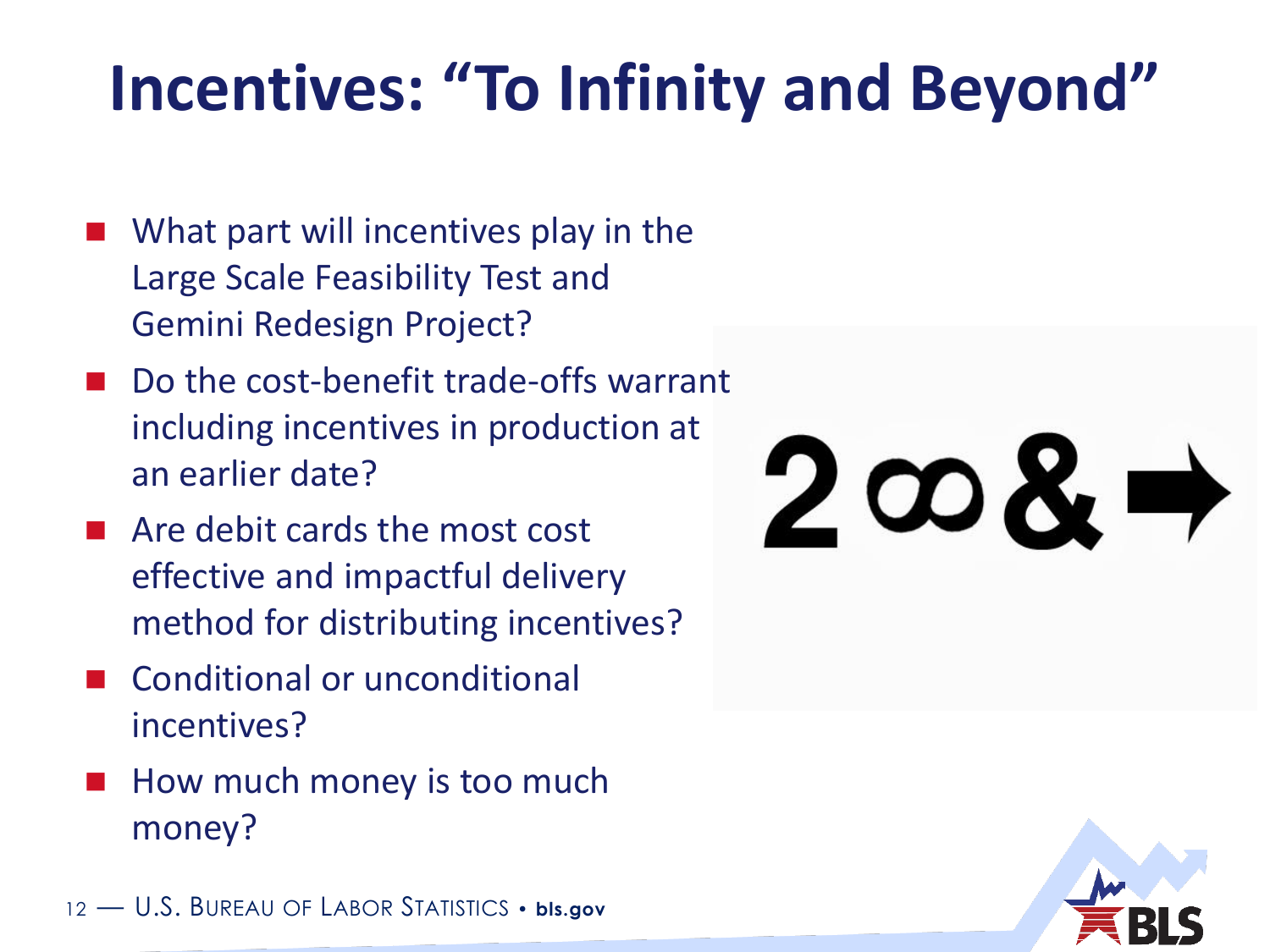# Incentives: "To Infinity and Beyond"

- What part will incentives play in the Large Scale Feasibility Test and Gemini Redesign Project?
- Do the cost-benefit trade-offs warrant including incentives in production at an earlier date?
- Are debit cards the most cost effective and impactful delivery method for distributing incentives?
- Conditional or unconditional incentives?
- How much money is too much money?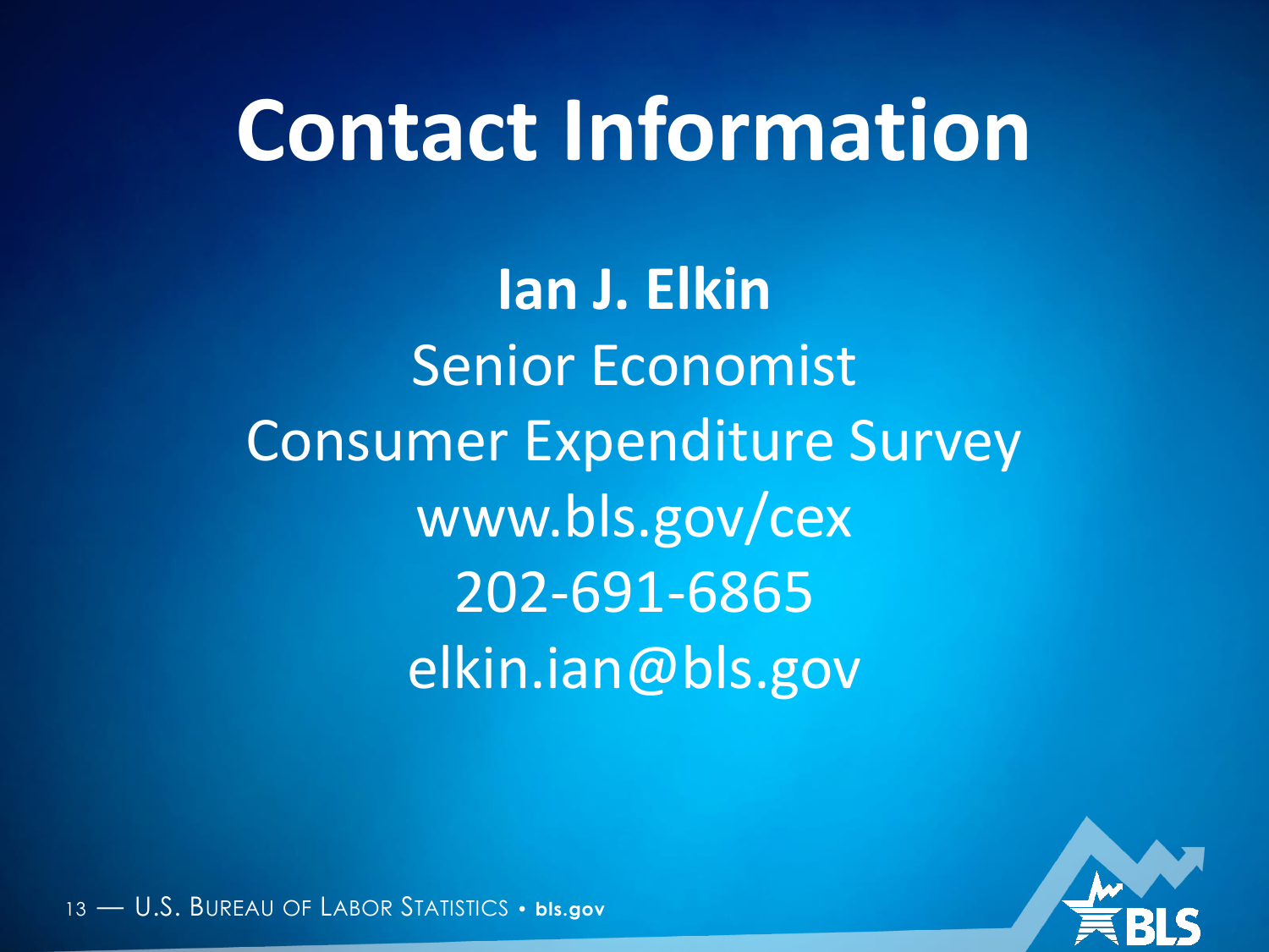# Contact Information

**Ian J. Elkin**

Senior Economist

Consumer Expenditure Survey

www.bls.gov/cex

202-691-6865

elkin.ian@bls.gov